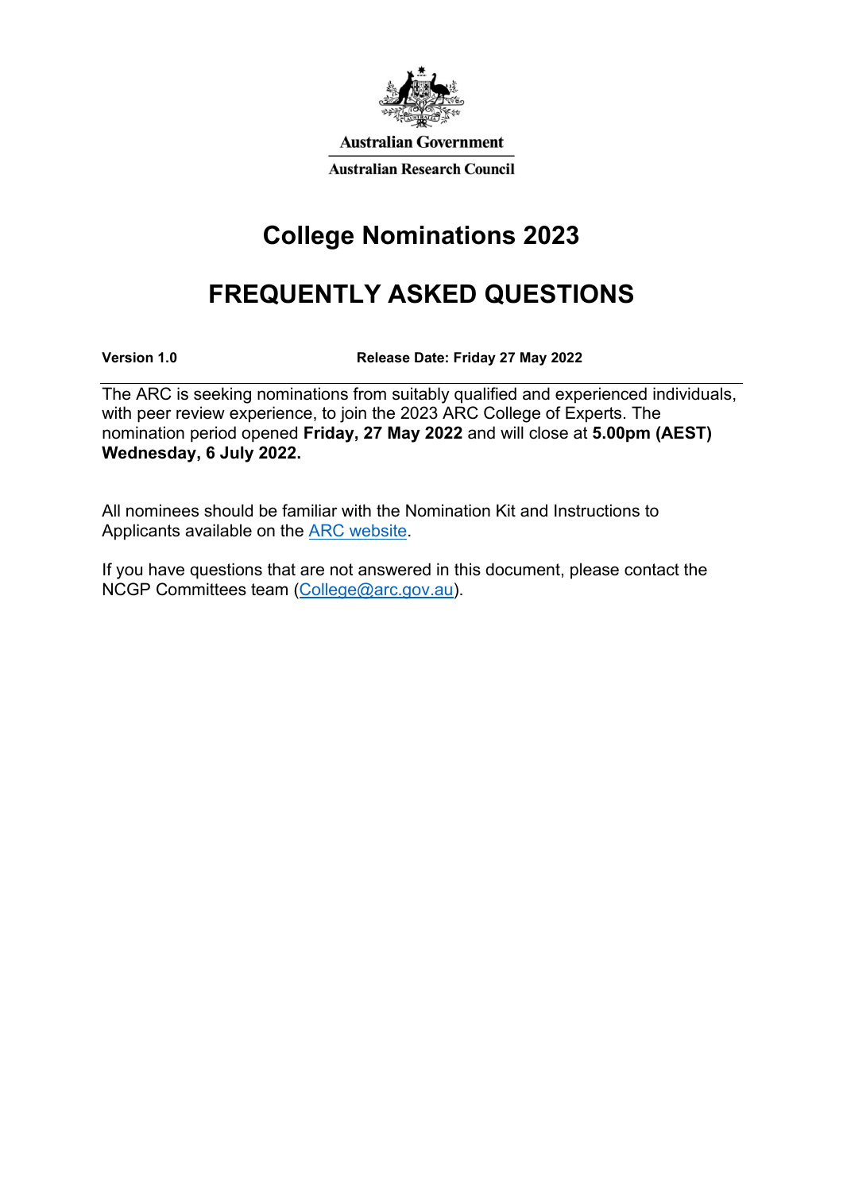Australian Government

Australian Research Council

# College Nominations 2023

# FREQUENTLY ASKED QUESTIONS

**Version 1.0** **Release Date: Friday 27 May 2022**

The ARC is seeking nominations from suitably qualified and experienced individuals, with peer review experience, to join the 2023 ARC College of Experts. The nomination period opened **Friday, 27 May 2022** and will close at **5.00pm (AEST) Wednesday, 6 July 2022.**

All nominees should be familiar with the Nomination Kit and Instructions to Applicants available on the [ARC website](ARC website).

If you have questions that are not answered in this document, please contact the NCGP Committees team ([College@arc.gov.au](mailto:College@arc.gov.au)).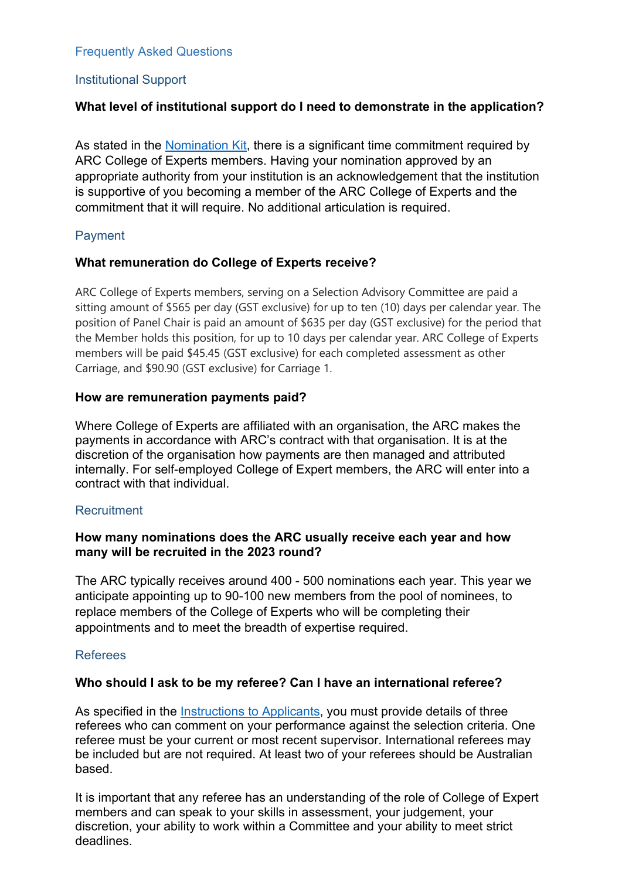## Frequently Asked Questions

### Institutional Support

**What level of institutional support do I need to demonstrate in the application?**

As stated in the [Nomination Kit](), there is a significant time commitment required by ARC College of Experts members. Having your nomination approved by an appropriate authority from your institution is an acknowledgement that the institution is supportive of you becoming a member of the ARC College of Experts and the commitment that it will require. No additional articulation is required.

### Payment

**What remuneration do College of Experts receive?**

ARC College of Experts members, serving on a Selection Advisory Committee are paid a sitting amount of $565 per day (GST exclusive) for up to ten (10) days per calendar year. The position of Panel Chair is paid an amount of $635 per day (GST exclusive) for the period that the Member holds this position, for up to 10 days per calendar year. ARC College of Experts members will be paid $45.45 (GST exclusive) for each completed assessment as other Carriage, and $90.90 (GST exclusive) for Carriage 1.

**How are remuneration payments paid?**

Where College of Experts are affiliated with an organisation, the ARC makes the payments in accordance with ARC's contract with that organisation. It is at the discretion of the organisation how payments are then managed and attributed internally. For self-employed College of Expert members, the ARC will enter into a contract with that individual.

### Recruitment

**How many nominations does the ARC usually receive each year and how many will be recruited in the 2023 round?**

The ARC typically receives around 400 - 500 nominations each year. This year we anticipate appointing up to 90-100 new members from the pool of nominees, to replace members of the College of Experts who will be completing their appointments and to meet the breadth of expertise required.

### Referees

**Who should I ask to be my referee? Can I have an international referee?**

As specified in the [Instructions to Applicants](), you must provide details of three referees who can comment on your performance against the selection criteria. One referee must be your current or most recent supervisor. International referees may be included but are not required. At least two of your referees should be Australian based.

It is important that any referee has an understanding of the role of College of Expert members and can speak to your skills in assessment, your judgement, your discretion, your ability to work within a Committee and your ability to meet strict deadlines.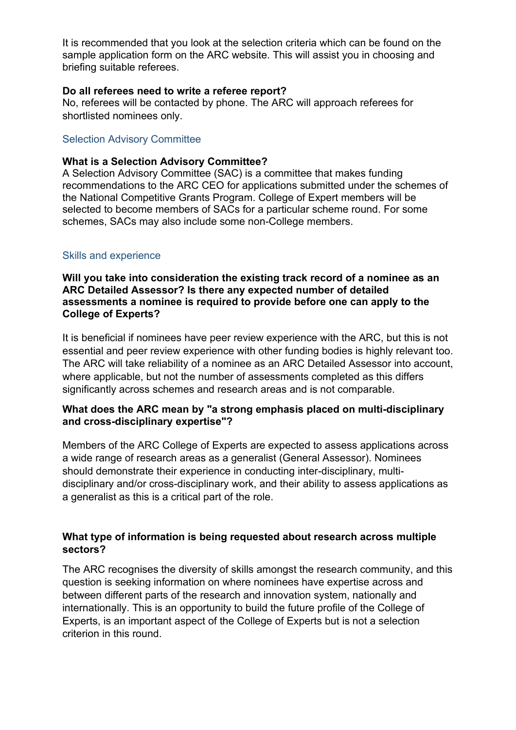It is recommended that you look at the selection criteria which can be found on the sample application form on the ARC website. This will assist you in choosing and briefing suitable referees.

**Do all referees need to write a referee report?**
No, referees will be contacted by phone. The ARC will approach referees for shortlisted nominees only.

## Selection Advisory Committee

**What is a Selection Advisory Committee?**
A Selection Advisory Committee (SAC) is a committee that makes funding recommendations to the ARC CEO for applications submitted under the schemes of the National Competitive Grants Program. College of Expert members will be selected to become members of SACs for a particular scheme round. For some schemes, SACs may also include some non-College members.

## Skills and experience

**Will you take into consideration the existing track record of a nominee as an ARC Detailed Assessor? Is there any expected number of detailed assessments a nominee is required to provide before one can apply to the College of Experts?**

It is beneficial if nominees have peer review experience with the ARC, but this is not essential and peer review experience with other funding bodies is highly relevant too. The ARC will take reliability of a nominee as an ARC Detailed Assessor into account, where applicable, but not the number of assessments completed as this differs significantly across schemes and research areas and is not comparable.

**What does the ARC mean by "a strong emphasis placed on multi-disciplinary and cross-disciplinary expertise"?**

Members of the ARC College of Experts are expected to assess applications across a wide range of research areas as a generalist (General Assessor). Nominees should demonstrate their experience in conducting inter-disciplinary, multi-disciplinary and/or cross-disciplinary work, and their ability to assess applications as a generalist as this is a critical part of the role.

**What type of information is being requested about research across multiple sectors?**

The ARC recognises the diversity of skills amongst the research community, and this question is seeking information on where nominees have expertise across and between different parts of the research and innovation system, nationally and internationally. This is an opportunity to build the future profile of the College of Experts, is an important aspect of the College of Experts but is not a selection criterion in this round.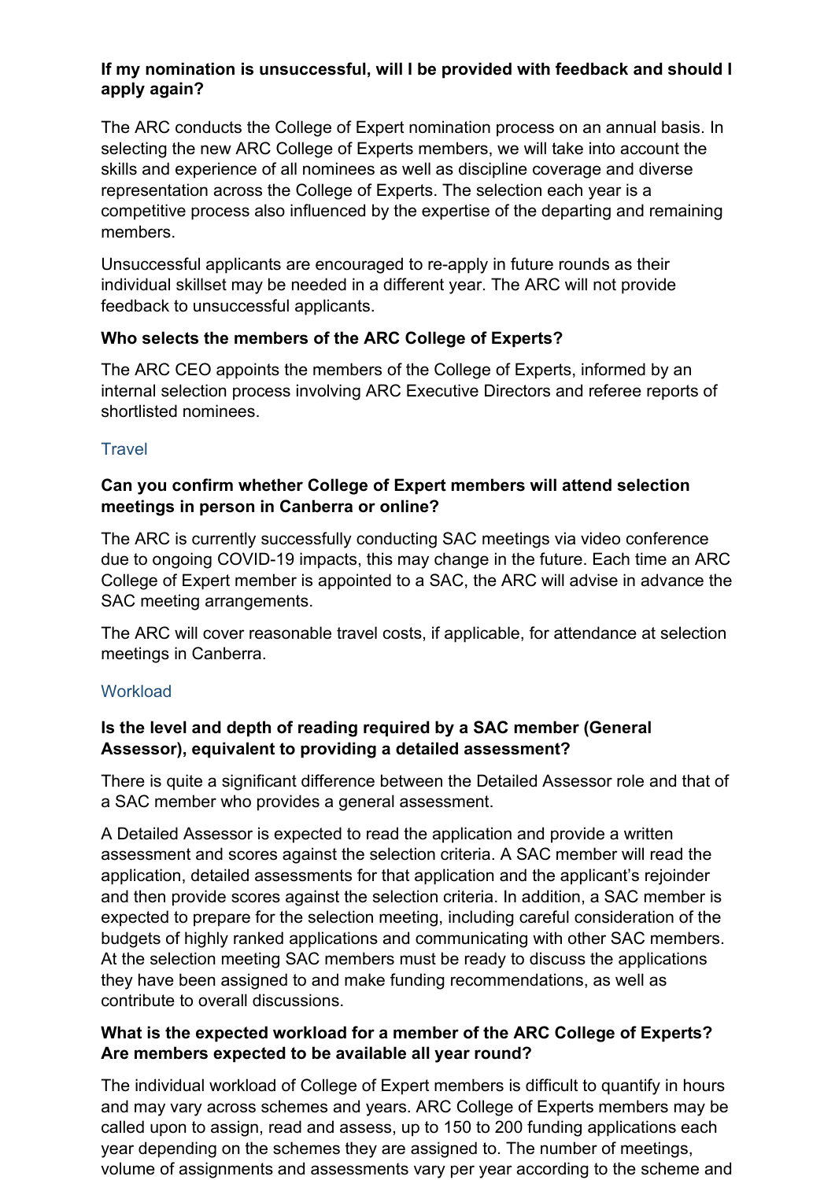**If my nomination is unsuccessful, will I be provided with feedback and should I apply again?**

The ARC conducts the College of Expert nomination process on an annual basis. In selecting the new ARC College of Experts members, we will take into account the skills and experience of all nominees as well as discipline coverage and diverse representation across the College of Experts. The selection each year is a competitive process also influenced by the expertise of the departing and remaining members.

Unsuccessful applicants are encouraged to re-apply in future rounds as their individual skillset may be needed in a different year. The ARC will not provide feedback to unsuccessful applicants.

**Who selects the members of the ARC College of Experts?**

The ARC CEO appoints the members of the College of Experts, informed by an internal selection process involving ARC Executive Directors and referee reports of shortlisted nominees.

## Travel

**Can you confirm whether College of Expert members will attend selection meetings in person in Canberra or online?**

The ARC is currently successfully conducting SAC meetings via video conference due to ongoing COVID-19 impacts, this may change in the future. Each time an ARC College of Expert member is appointed to a SAC, the ARC will advise in advance the SAC meeting arrangements.

The ARC will cover reasonable travel costs, if applicable, for attendance at selection meetings in Canberra.

## Workload

**Is the level and depth of reading required by a SAC member (General Assessor), equivalent to providing a detailed assessment?**

There is quite a significant difference between the Detailed Assessor role and that of a SAC member who provides a general assessment.

A Detailed Assessor is expected to read the application and provide a written assessment and scores against the selection criteria. A SAC member will read the application, detailed assessments for that application and the applicant's rejoinder and then provide scores against the selection criteria. In addition, a SAC member is expected to prepare for the selection meeting, including careful consideration of the budgets of highly ranked applications and communicating with other SAC members. At the selection meeting SAC members must be ready to discuss the applications they have been assigned to and make funding recommendations, as well as contribute to overall discussions.

**What is the expected workload for a member of the ARC College of Experts? Are members expected to be available all year round?**

The individual workload of College of Expert members is difficult to quantify in hours and may vary across schemes and years. ARC College of Experts members may be called upon to assign, read and assess, up to 150 to 200 funding applications each year depending on the schemes they are assigned to. The number of meetings, volume of assignments and assessments vary per year according to the scheme and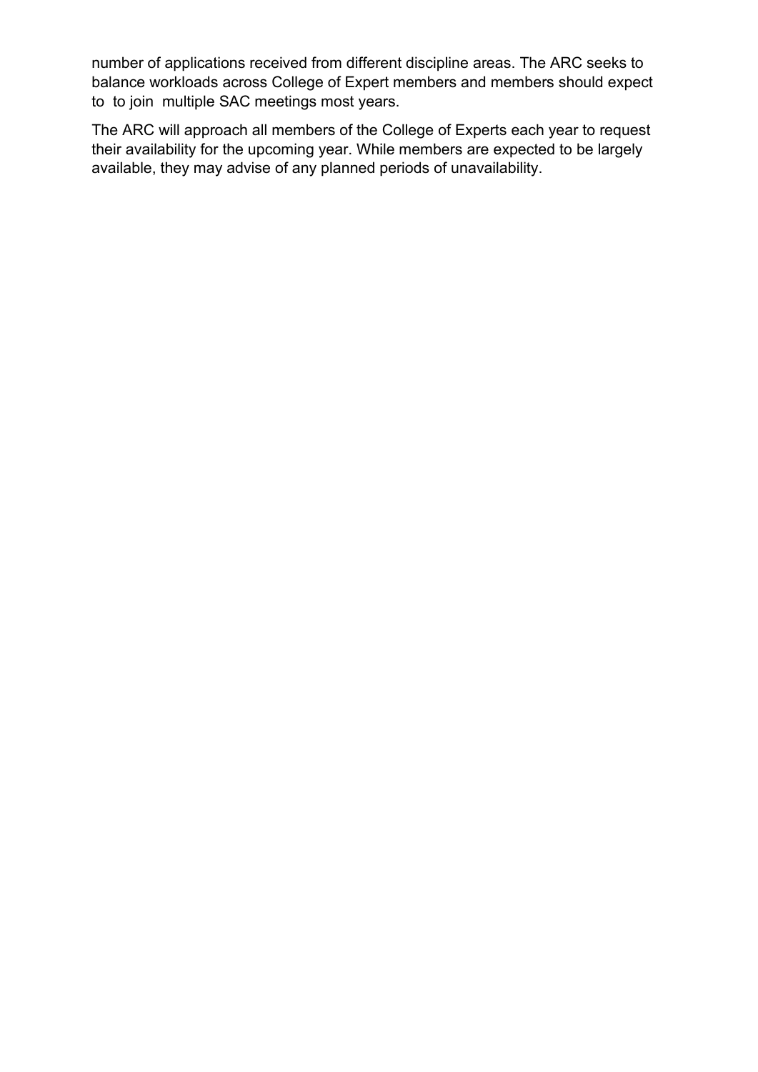number of applications received from different discipline areas. The ARC seeks to balance workloads across College of Expert members and members should expect to to join multiple SAC meetings most years.

The ARC will approach all members of the College of Experts each year to request their availability for the upcoming year. While members are expected to be largely available, they may advise of any planned periods of unavailability.